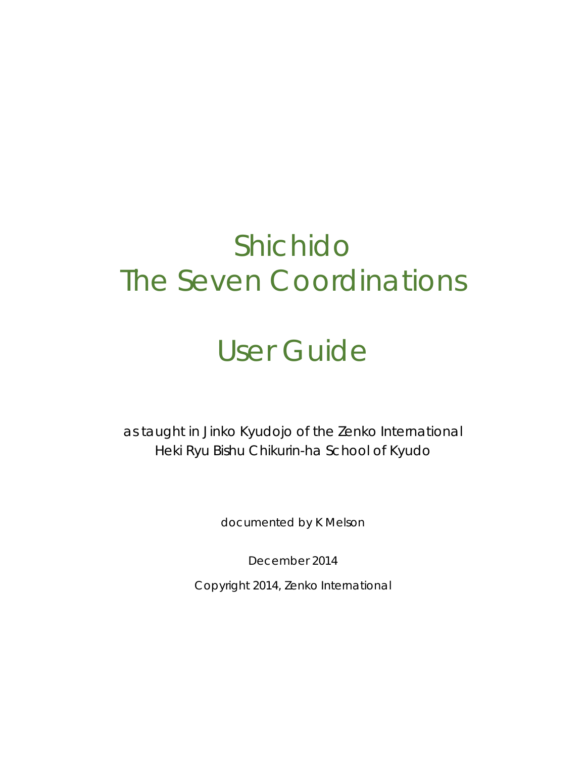# Shichido
# The Seven Coordinations

# User Guide

as taught in Jinko Kyudojo of the Zenko International
Heki Ryu Bishu Chikurin-ha School of Kyudo

documented by K Melson

December 2014

Copyright 2014, Zenko International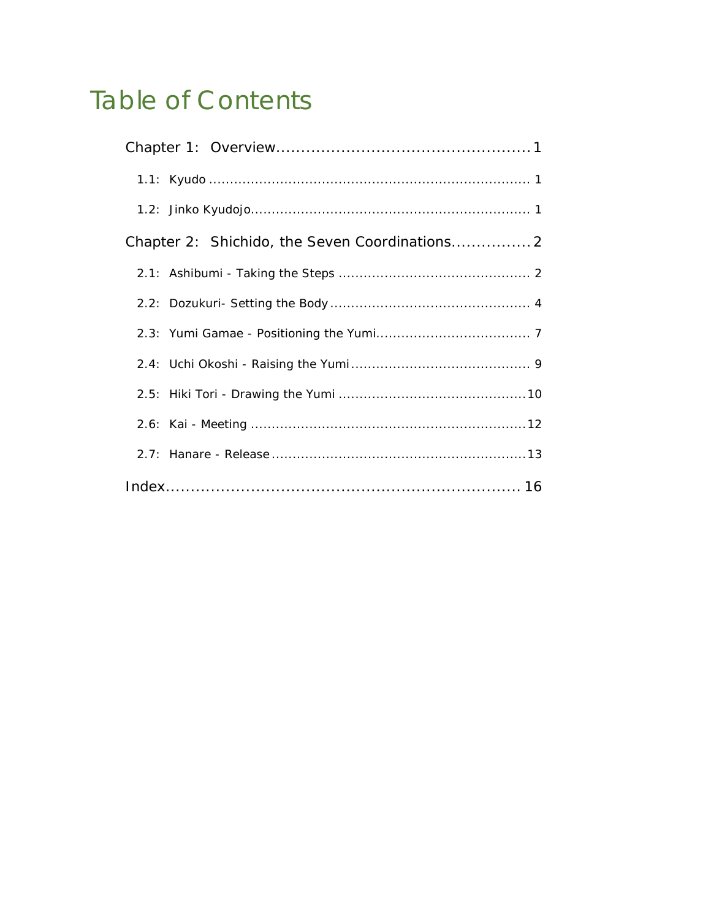# Table of Contents

Chapter 1: Overview .................................................. 1

- 1.1: Kyudo .................................................................. 1
- 1.2: Jinko Kyudojo ........................................................ 1

Chapter 2: Shichido, the Seven Coordinations ................ 2

- 2.1: Ashibumi - Taking the Steps ........................................ 2
- 2.2: Dozukuri- Setting the Body .......................................... 4
- 2.3: Yumi Gamae - Positioning the Yumi ................................ 7
- 2.4: Uchi Okoshi - Raising the Yumi ..................................... 9
- 2.5: Hiki Tori - Drawing the Yumi ........................................ 10
- 2.6: Kai - Meeting ............................................................ 12
- 2.7: Hanare - Release ........................................................ 13

Index ...................................................................... 16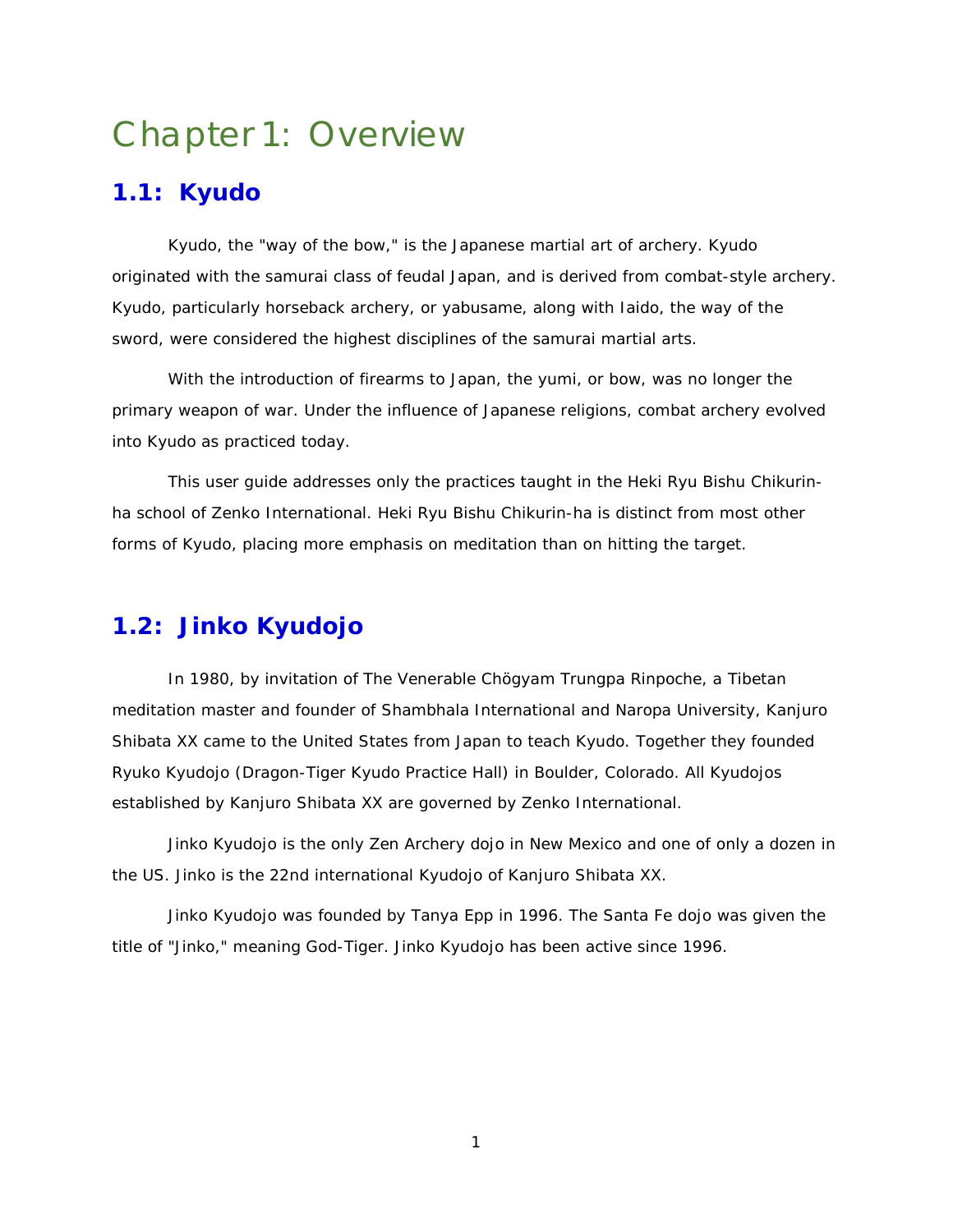# Chapter 1: Overview

## 1.1: Kyudo

Kyudo, the "way of the bow," is the Japanese martial art of archery. Kyudo originated with the samurai class of feudal Japan, and is derived from combat-style archery. Kyudo, particularly horseback archery, or yabusame, along with Iaido, the way of the sword, were considered the highest disciplines of the samurai martial arts.

With the introduction of firearms to Japan, the yumi, or bow, was no longer the primary weapon of war. Under the influence of Japanese religions, combat archery evolved into Kyudo as practiced today.

This user guide addresses only the practices taught in the Heki Ryu Bishu Chikurin-ha school of Zenko International. Heki Ryu Bishu Chikurin-ha is distinct from most other forms of Kyudo, placing more emphasis on meditation than on hitting the target.

## 1.2: Jinko Kyudojo

In 1980, by invitation of The Venerable Chögyam Trungpa Rinpoche, a Tibetan meditation master and founder of Shambhala International and Naropa University, Kanjuro Shibata XX came to the United States from Japan to teach Kyudo. Together they founded Ryuko Kyudojo (Dragon-Tiger Kyudo Practice Hall) in Boulder, Colorado. All Kyudojos established by Kanjuro Shibata XX are governed by Zenko International.

Jinko Kyudojo is the only Zen Archery dojo in New Mexico and one of only a dozen in the US. Jinko is the 22nd international Kyudojo of Kanjuro Shibata XX.

Jinko Kyudojo was founded by Tanya Epp in 1996. The Santa Fe dojo was given the title of "Jinko," meaning God-Tiger. Jinko Kyudojo has been active since 1996.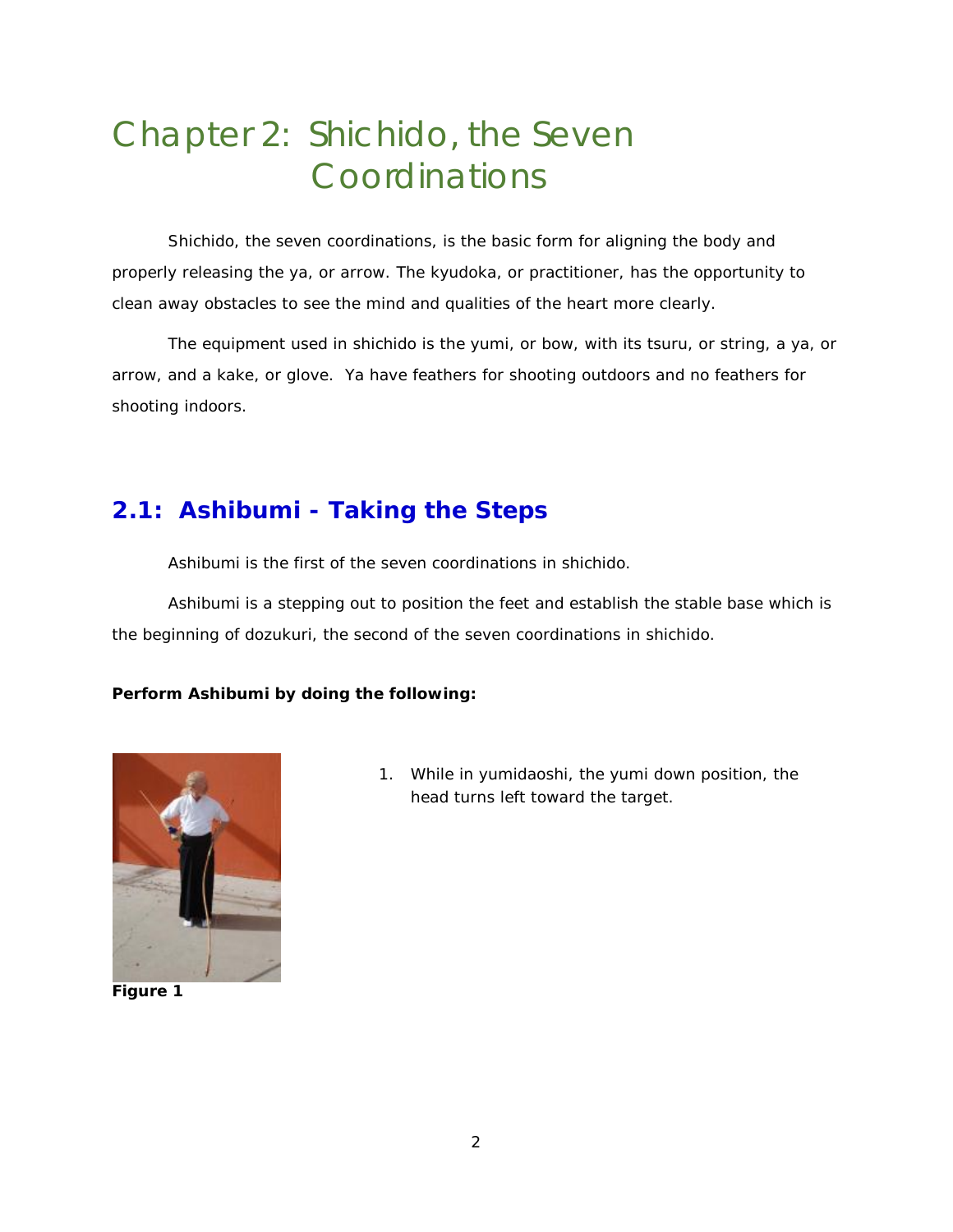# Chapter 2: Shichido, the Seven Coordinations

Shichido, the seven coordinations, is the basic form for aligning the body and properly releasing the ya, or arrow. The kyudoka, or practitioner, has the opportunity to clean away obstacles to see the mind and qualities of the heart more clearly.

The equipment used in shichido is the yumi, or bow, with its tsuru, or string, a ya, or arrow, and a kake, or glove. Ya have feathers for shooting outdoors and no feathers for shooting indoors.

## 2.1: Ashibumi - Taking the Steps

Ashibumi is the first of the seven coordinations in shichido.

Ashibumi is a stepping out to position the feet and establish the stable base which is the beginning of dozukuri, the second of the seven coordinations in shichido.

**Perform Ashibumi by doing the following:**

**Figure 1**

1. While in yumidaoshi, the yumi down position, the head turns left toward the target.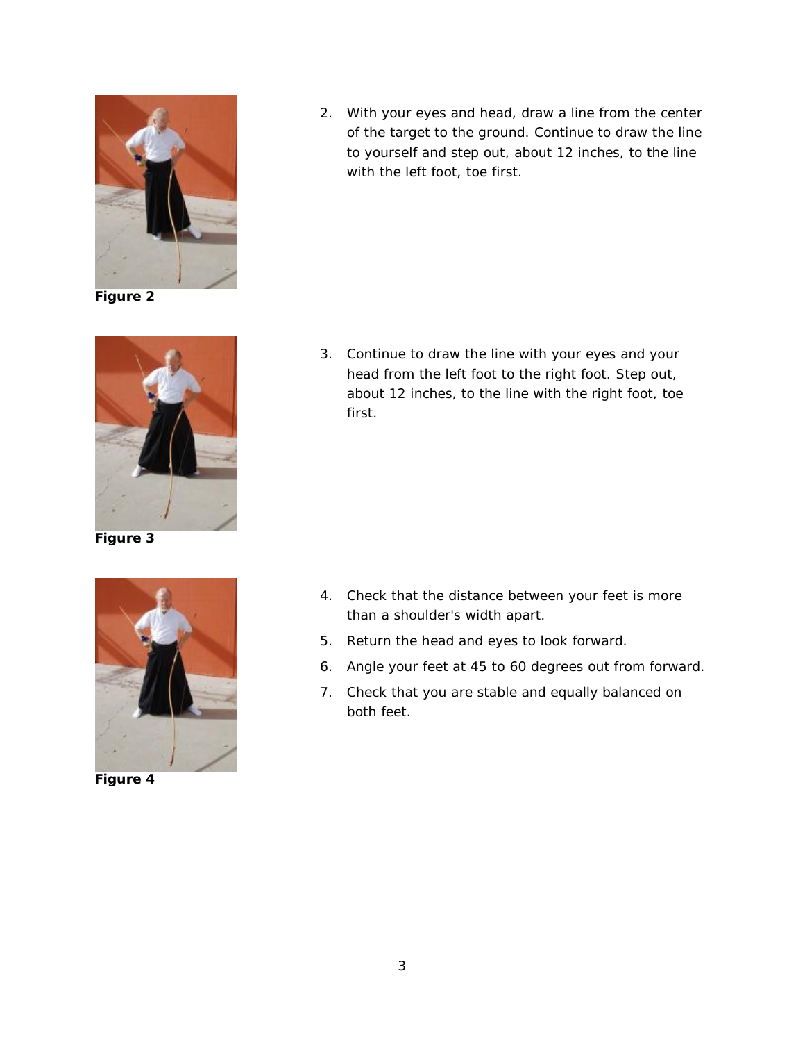Figure 2

2. With your eyes and head, draw a line from the center of the target to the ground. Continue to draw the line to yourself and step out, about 12 inches, to the line with the left foot, toe first.

Figure 3

3. Continue to draw the line with your eyes and your head from the left foot to the right foot. Step out, about 12 inches, to the line with the right foot, toe first.

Figure 4

4. Check that the distance between your feet is more than a shoulder's width apart.
5. Return the head and eyes to look forward.
6. Angle your feet at 45 to 60 degrees out from forward.
7. Check that you are stable and equally balanced on both feet.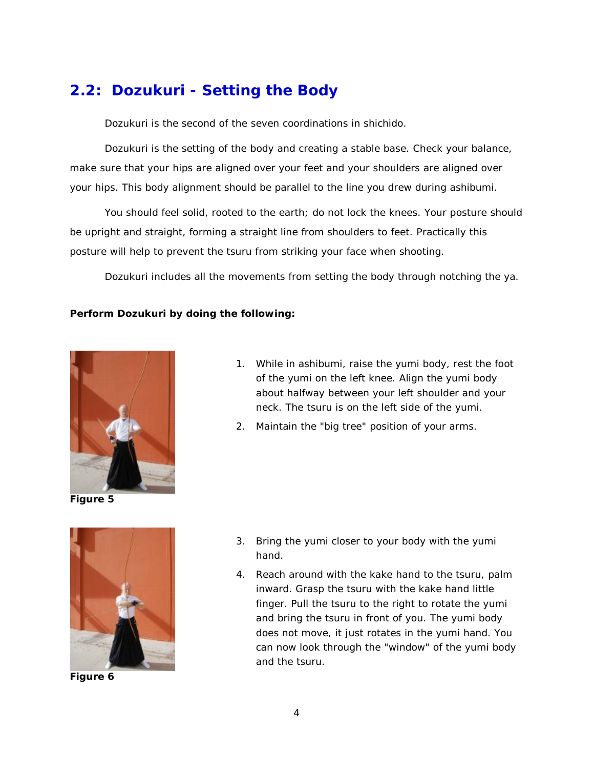## 2.2: Dozukuri - Setting the Body

Dozukuri is the second of the seven coordinations in shichido.

Dozukuri is the setting of the body and creating a stable base. Check your balance, make sure that your hips are aligned over your feet and your shoulders are aligned over your hips. This body alignment should be parallel to the line you drew during ashibumi.

You should feel solid, rooted to the earth; do not lock the knees. Your posture should be upright and straight, forming a straight line from shoulders to feet. Practically this posture will help to prevent the tsuru from striking your face when shooting.

Dozukuri includes all the movements from setting the body through notching the ya.

**Perform Dozukuri by doing the following:**

**Figure 5**

1. While in ashibumi, raise the yumi body, rest the foot of the yumi on the left knee. Align the yumi body about halfway between your left shoulder and your neck. The tsuru is on the left side of the yumi.
2. Maintain the "big tree" position of your arms.

**Figure 6**

3. Bring the yumi closer to your body with the yumi hand.
4. Reach around with the kake hand to the tsuru, palm inward. Grasp the tsuru with the kake hand little finger. Pull the tsuru to the right to rotate the yumi and bring the tsuru in front of you. The yumi body does not move, it just rotates in the yumi hand. You can now look through the "window" of the yumi body and the tsuru.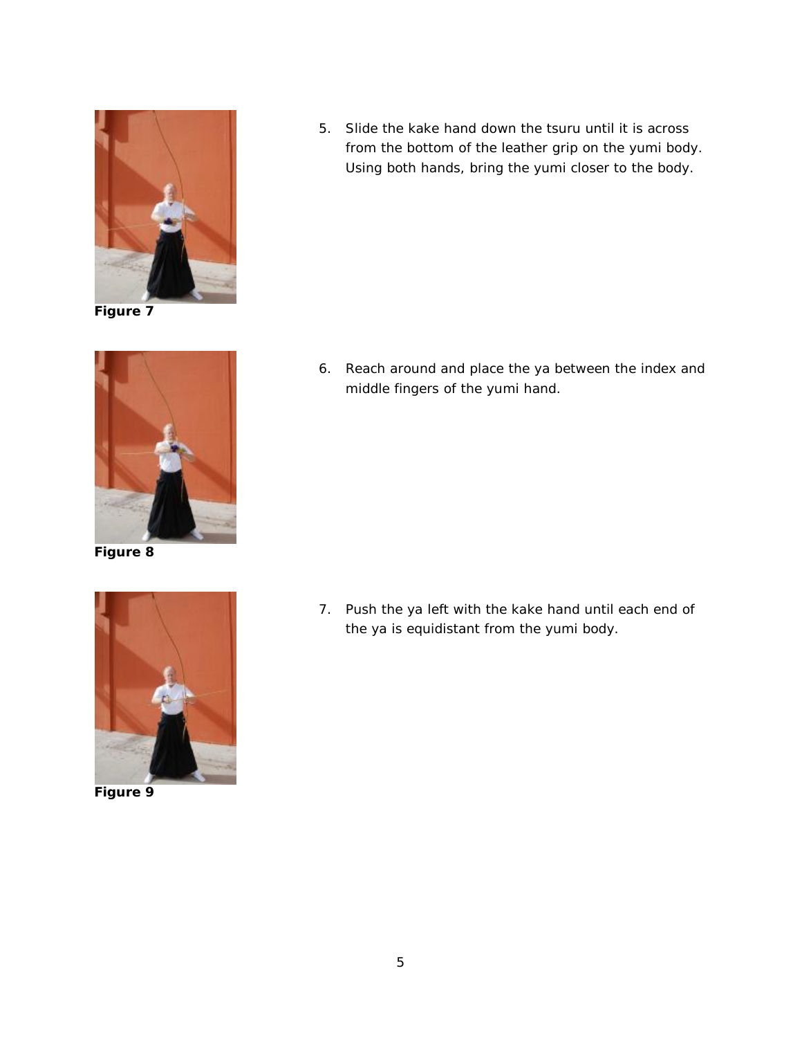Figure 7

5. Slide the kake hand down the tsuru until it is across from the bottom of the leather grip on the yumi body. Using both hands, bring the yumi closer to the body.

Figure 8

6. Reach around and place the ya between the index and middle fingers of the yumi hand.

Figure 9

7. Push the ya left with the kake hand until each end of the ya is equidistant from the yumi body.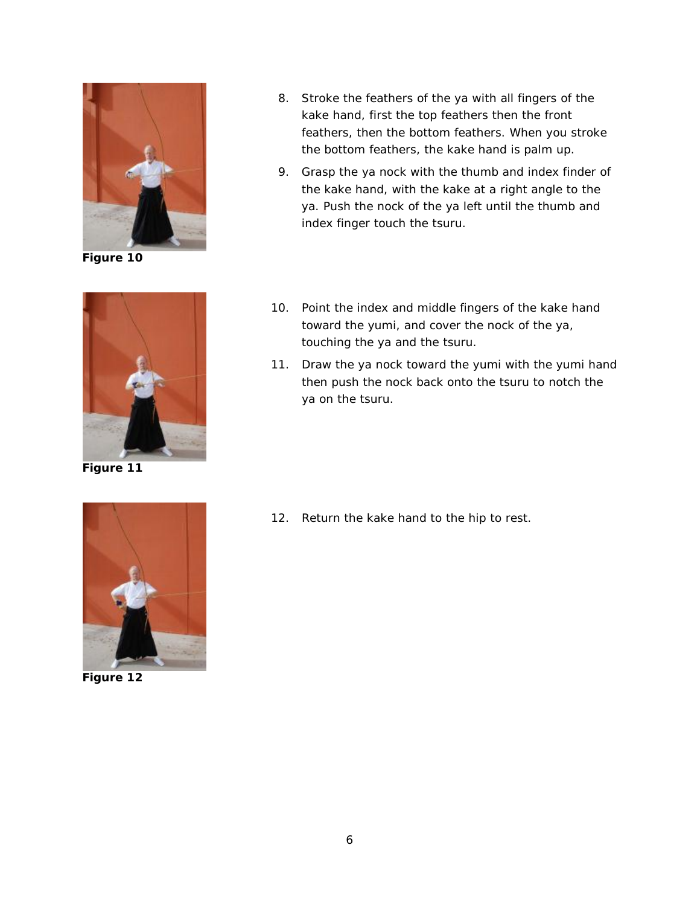Figure 10

8. Stroke the feathers of the ya with all fingers of the kake hand, first the top feathers then the front feathers, then the bottom feathers. When you stroke the bottom feathers, the kake hand is palm up.
9. Grasp the ya nock with the thumb and index finder of the kake hand, with the kake at a right angle to the ya. Push the nock of the ya left until the thumb and index finger touch the tsuru.

Figure 11

10. Point the index and middle fingers of the kake hand toward the yumi, and cover the nock of the ya, touching the ya and the tsuru.
11. Draw the ya nock toward the yumi with the yumi hand then push the nock back onto the tsuru to notch the ya on the tsuru.

Figure 12

12. Return the kake hand to the hip to rest.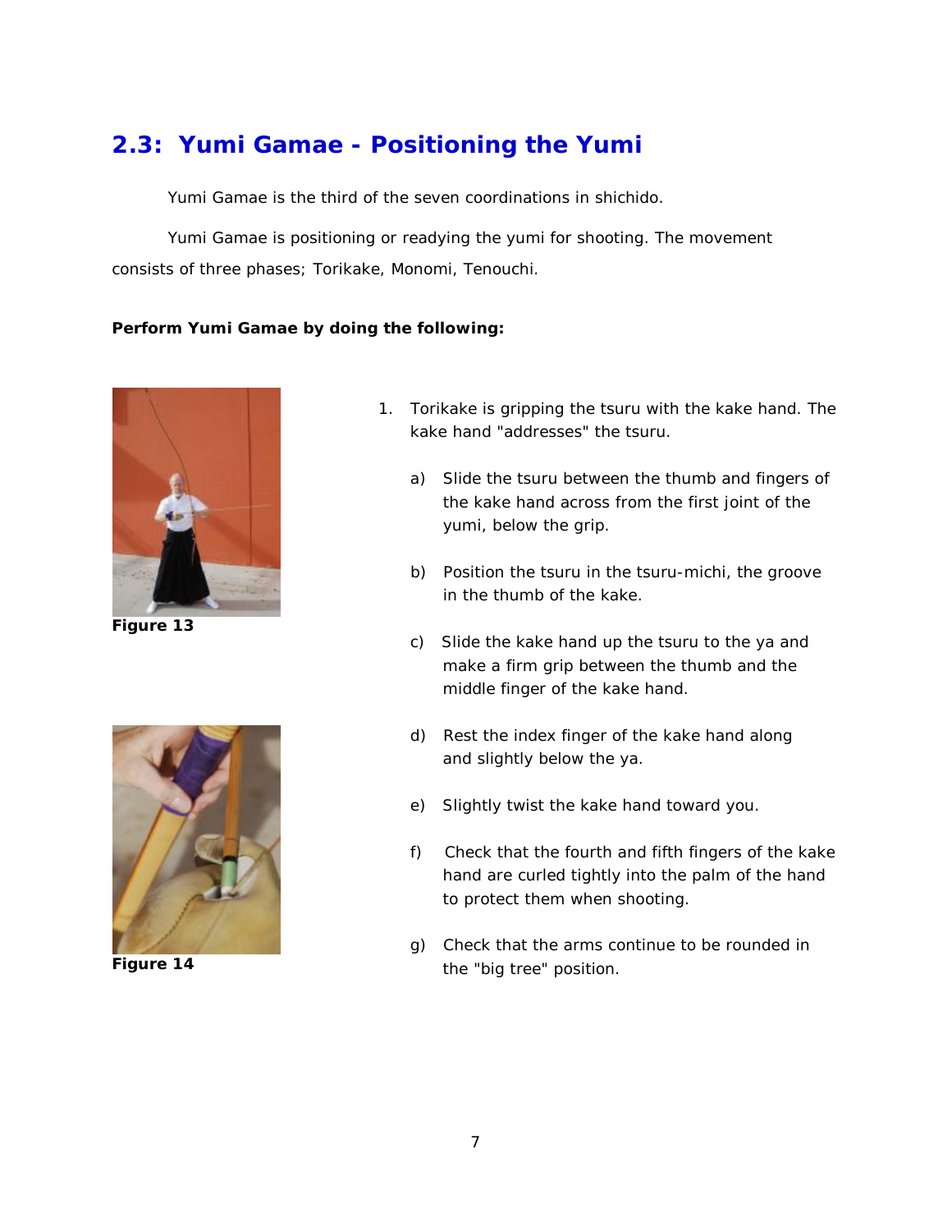## 2.3: Yumi Gamae - Positioning the Yumi

Yumi Gamae is the third of the seven coordinations in shichido.

Yumi Gamae is positioning or readying the yumi for shooting. The movement consists of three phases; Torikake, Monomi, Tenouchi.

**Perform Yumi Gamae by doing the following:**

Figure 13

Figure 14

1. Torikake is gripping the tsuru with the kake hand. The kake hand "addresses" the tsuru.

   a) Slide the tsuru between the thumb and fingers of the kake hand across from the first joint of the yumi, below the grip.

   b) Position the tsuru in the tsuru-michi, the groove in the thumb of the kake.

   c) Slide the kake hand up the tsuru to the ya and make a firm grip between the thumb and the middle finger of the kake hand.

   d) Rest the index finger of the kake hand along and slightly below the ya.

   e) Slightly twist the kake hand toward you.

   f) Check that the fourth and fifth fingers of the kake hand are curled tightly into the palm of the hand to protect them when shooting.

   g) Check that the arms continue to be rounded in the "big tree" position.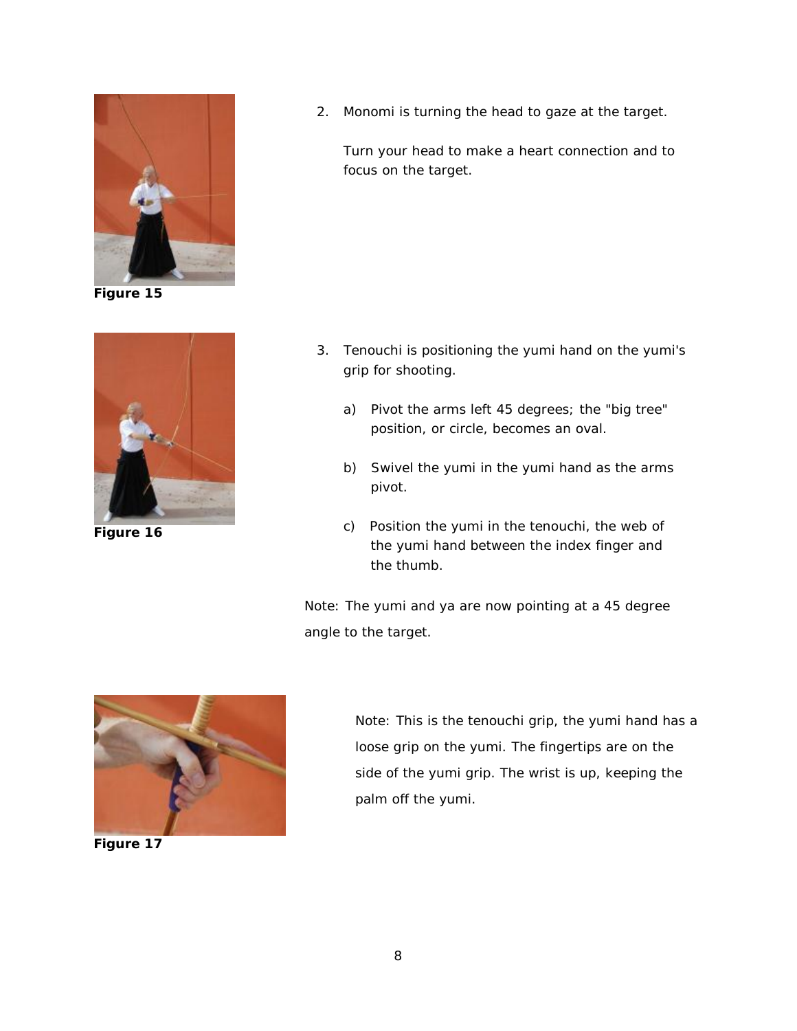Figure 15

2. Monomi is turning the head to gaze at the target.

   Turn your head to make a heart connection and to focus on the target.

Figure 16

3. Tenouchi is positioning the yumi hand on the yumi's grip for shooting.

   a) Pivot the arms left 45 degrees; the "big tree" position, or circle, becomes an oval.

   b) Swivel the yumi in the yumi hand as the arms pivot.

   c) Position the yumi in the tenouchi, the web of the yumi hand between the index finger and the thumb.

Note: The yumi and ya are now pointing at a 45 degree angle to the target.

Figure 17

Note: This is the tenouchi grip, the yumi hand has a loose grip on the yumi. The fingertips are on the side of the yumi grip. The wrist is up, keeping the palm off the yumi.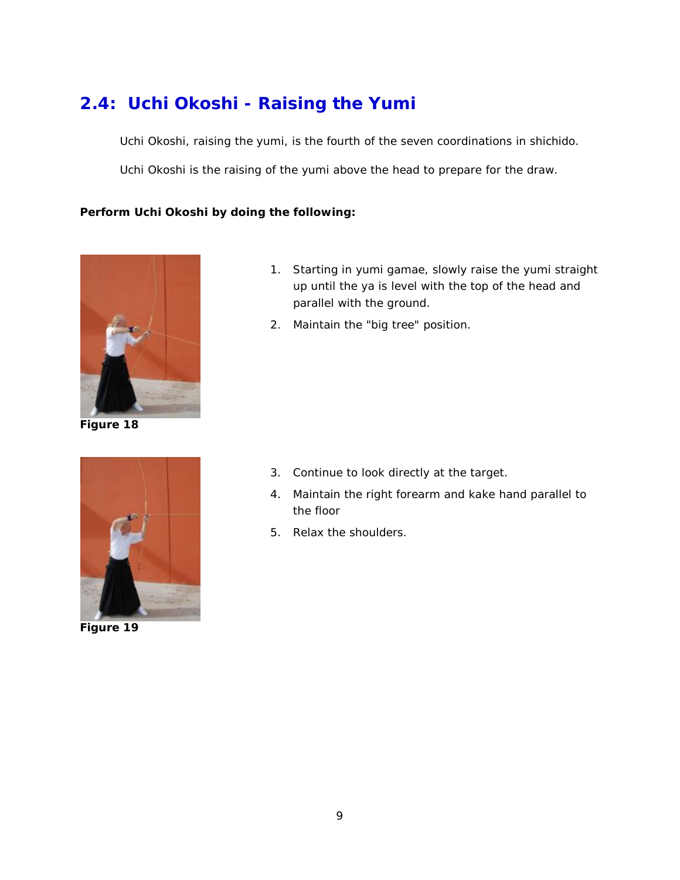## 2.4: Uchi Okoshi - Raising the Yumi

Uchi Okoshi, raising the yumi, is the fourth of the seven coordinations in shichido.

Uchi Okoshi is the raising of the yumi above the head to prepare for the draw.

**Perform Uchi Okoshi by doing the following:**

**Figure 18**

1. Starting in yumi gamae, slowly raise the yumi straight up until the ya is level with the top of the head and parallel with the ground.
2. Maintain the "big tree" position.

**Figure 19**

3. Continue to look directly at the target.
4. Maintain the right forearm and kake hand parallel to the floor
5. Relax the shoulders.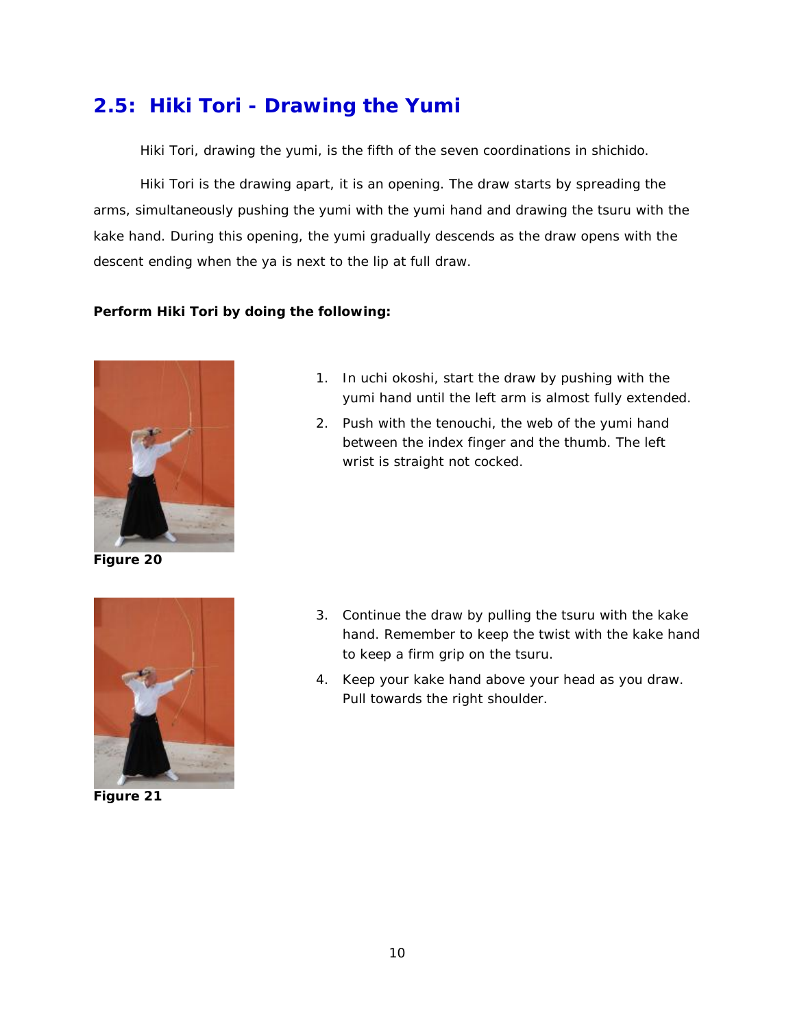## 2.5: Hiki Tori - Drawing the Yumi

Hiki Tori, drawing the yumi, is the fifth of the seven coordinations in shichido.

Hiki Tori is the drawing apart, it is an opening. The draw starts by spreading the arms, simultaneously pushing the yumi with the yumi hand and drawing the tsuru with the kake hand. During this opening, the yumi gradually descends as the draw opens with the descent ending when the ya is next to the lip at full draw.

**Perform Hiki Tori by doing the following:**

**Figure 20**

1. In uchi okoshi, start the draw by pushing with the yumi hand until the left arm is almost fully extended.
2. Push with the tenouchi, the web of the yumi hand between the index finger and the thumb. The left wrist is straight not cocked.

**Figure 21**

3. Continue the draw by pulling the tsuru with the kake hand. Remember to keep the twist with the kake hand to keep a firm grip on the tsuru.
4. Keep your kake hand above your head as you draw. Pull towards the right shoulder.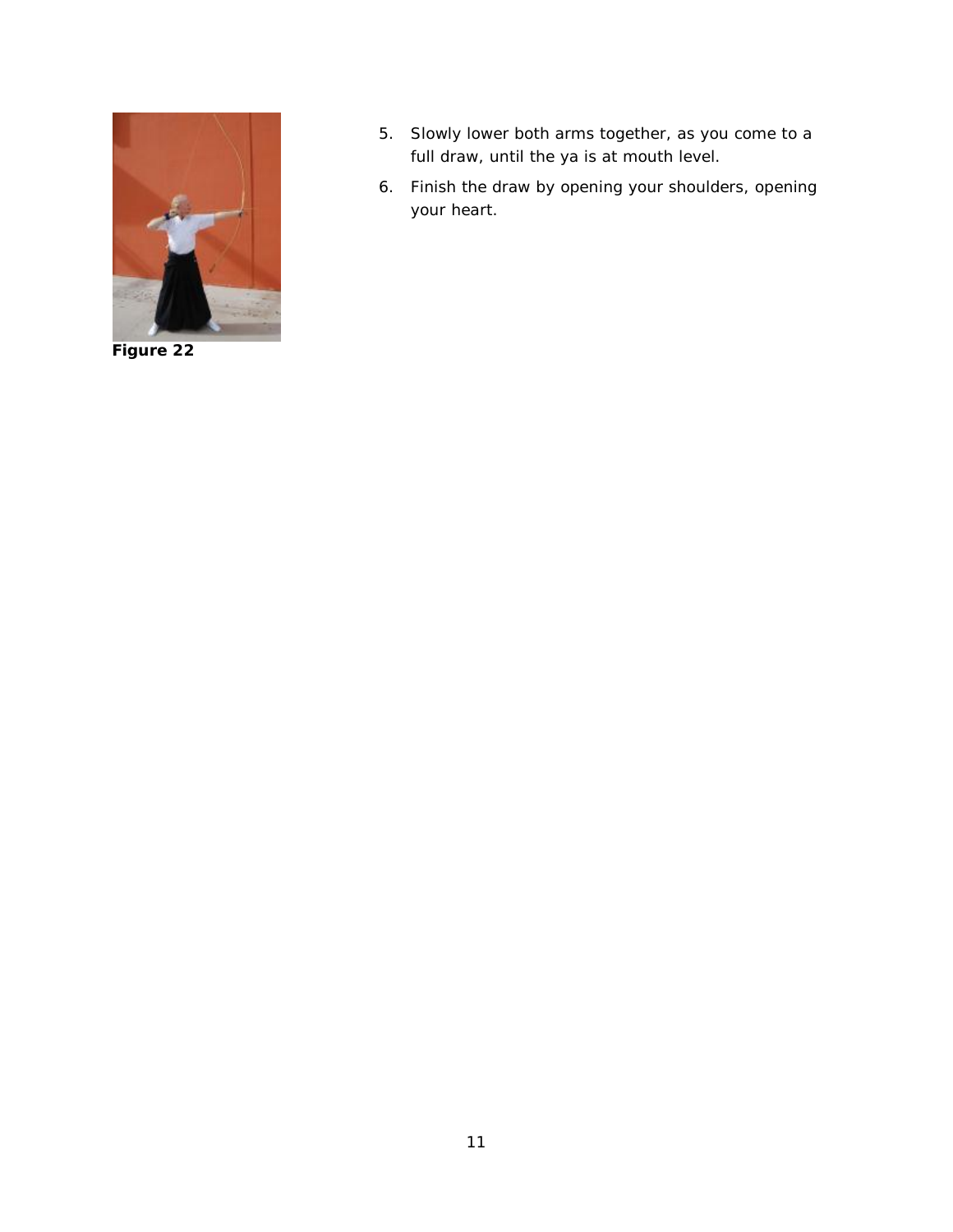Figure 22

5. Slowly lower both arms together, as you come to a full draw, until the ya is at mouth level.
6. Finish the draw by opening your shoulders, opening your heart.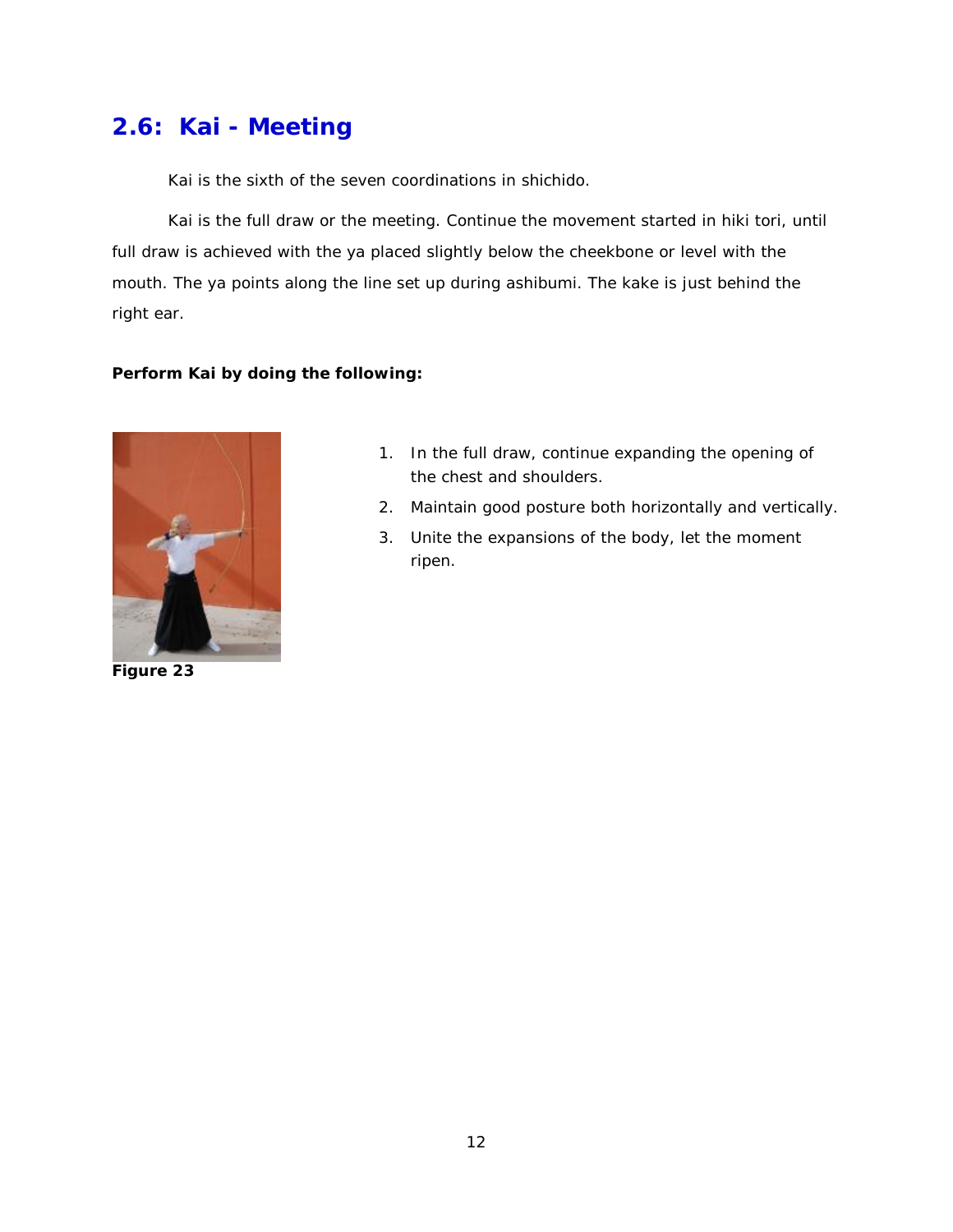## 2.6: Kai - Meeting

Kai is the sixth of the seven coordinations in shichido.

Kai is the full draw or the meeting. Continue the movement started in hiki tori, until full draw is achieved with the ya placed slightly below the cheekbone or level with the mouth. The ya points along the line set up during ashibumi. The kake is just behind the right ear.

**Perform Kai by doing the following:**

**Figure 23**

1. In the full draw, continue expanding the opening of the chest and shoulders.
2. Maintain good posture both horizontally and vertically.
3. Unite the expansions of the body, let the moment ripen.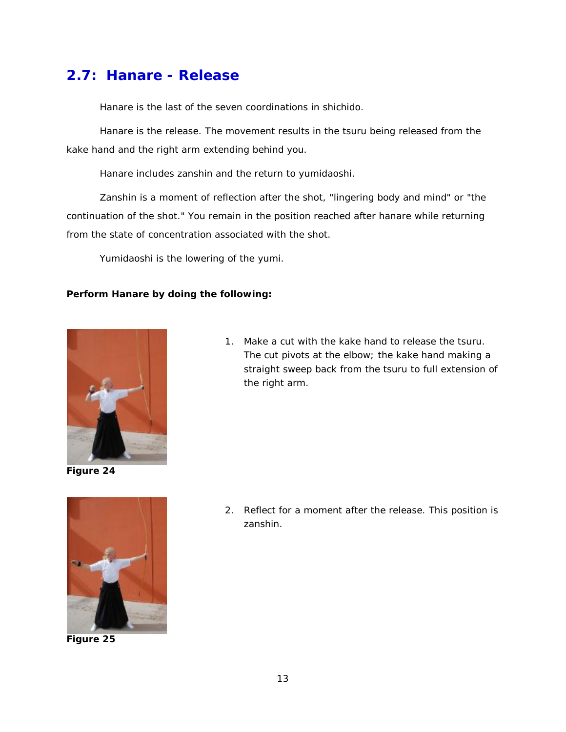## 2.7: Hanare - Release

Hanare is the last of the seven coordinations in shichido.

Hanare is the release. The movement results in the tsuru being released from the kake hand and the right arm extending behind you.

Hanare includes zanshin and the return to yumidaoshi.

Zanshin is a moment of reflection after the shot, "lingering body and mind" or "the continuation of the shot." You remain in the position reached after hanare while returning from the state of concentration associated with the shot.

Yumidaoshi is the lowering of the yumi.

**Perform Hanare by doing the following:**

**Figure 24**

1. Make a cut with the kake hand to release the tsuru. The cut pivots at the elbow; the kake hand making a straight sweep back from the tsuru to full extension of the right arm.

**Figure 25**

2. Reflect for a moment after the release. This position is zanshin.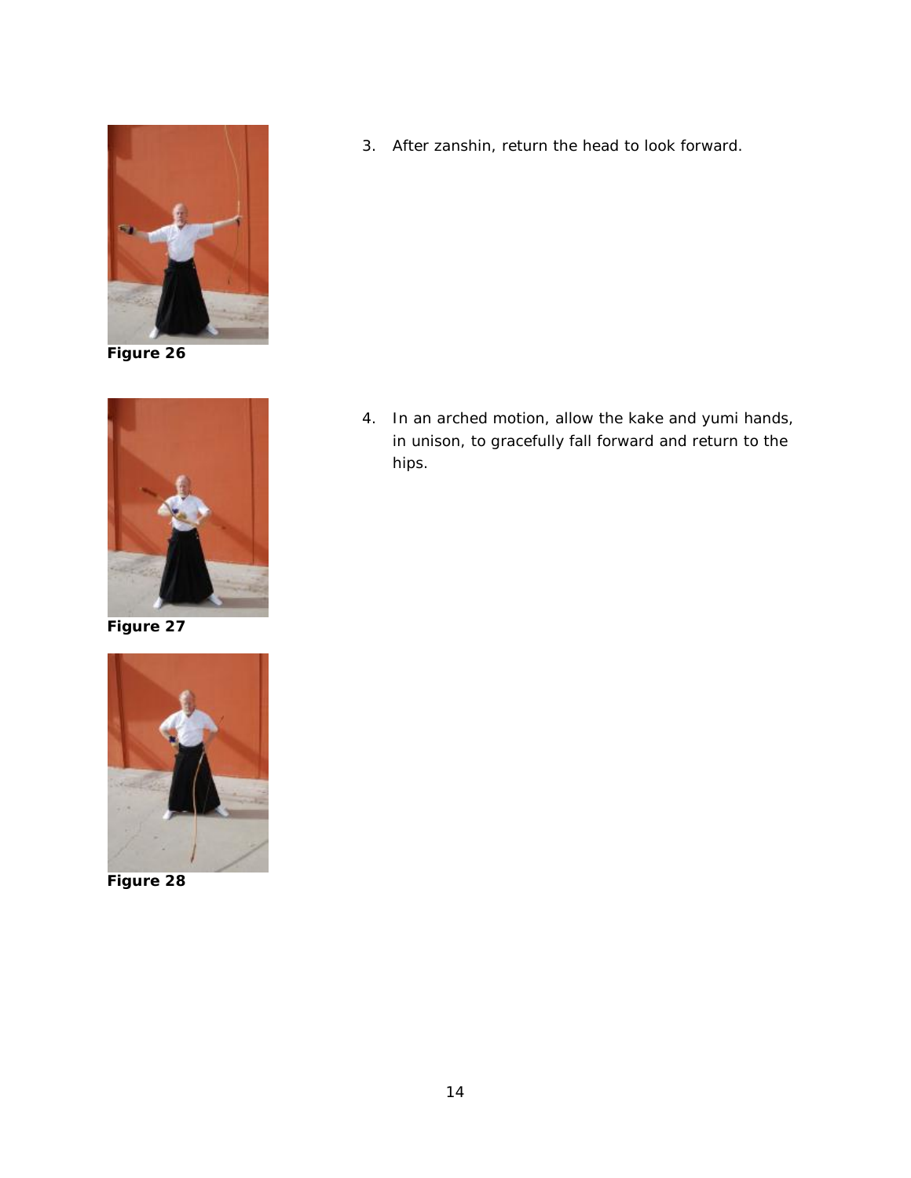Figure 26

3. After zanshin, return the head to look forward.

Figure 27

4. In an arched motion, allow the kake and yumi hands, in unison, to gracefully fall forward and return to the hips.

Figure 28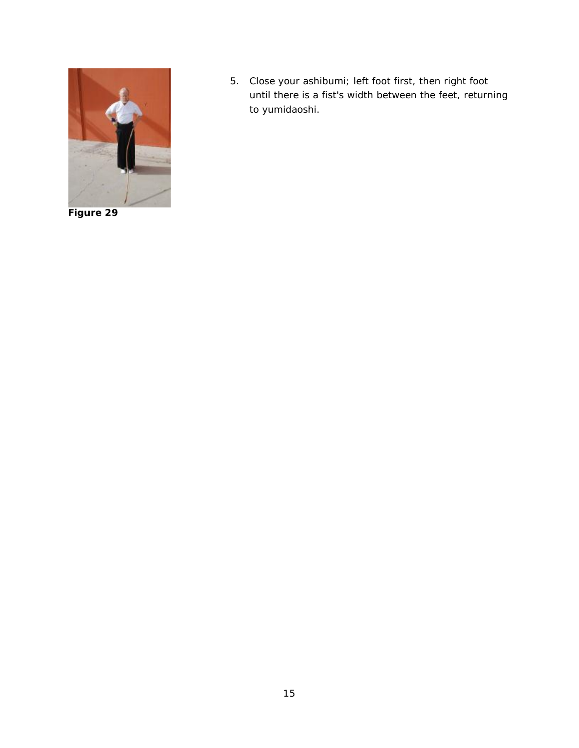Figure 29

5. Close your ashibumi; left foot first, then right foot until there is a fist's width between the feet, returning to yumidaoshi.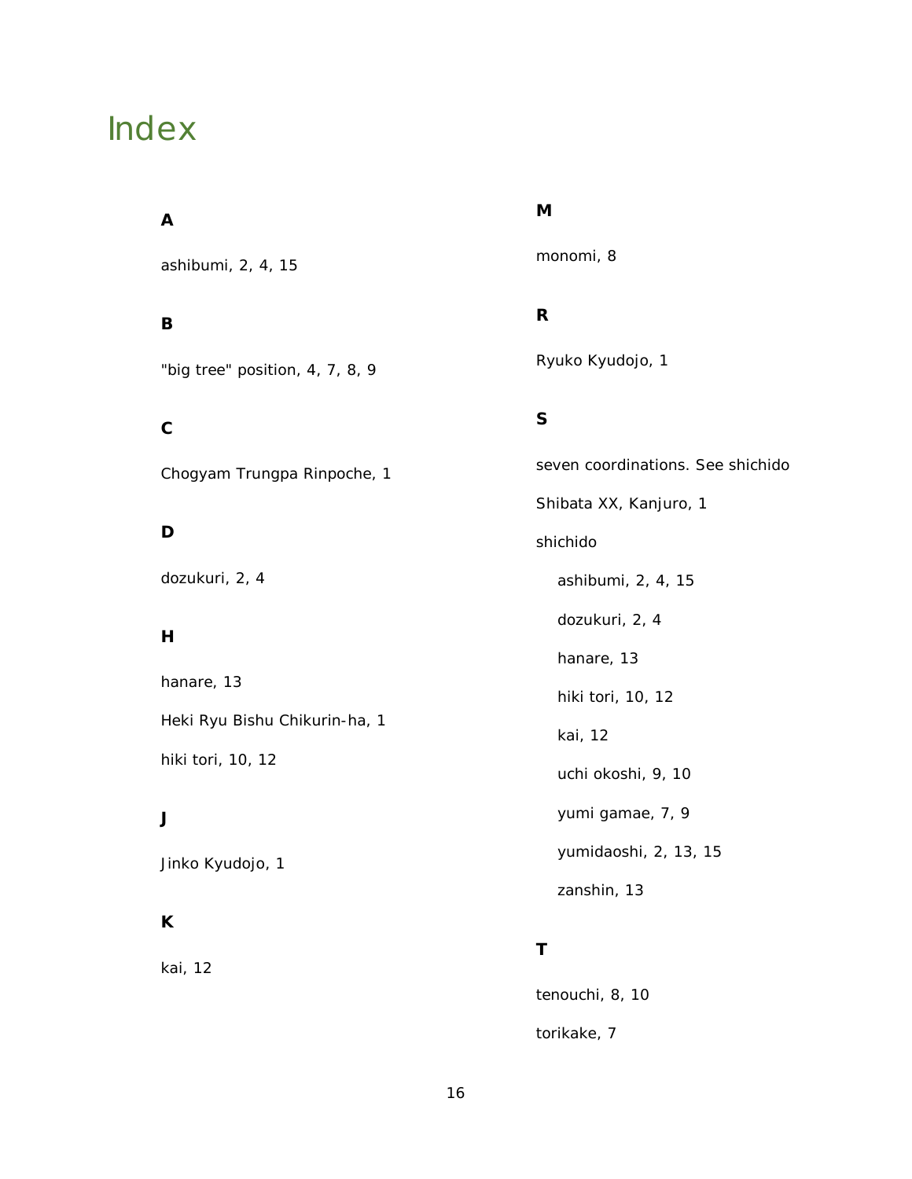# Index

## A

ashibumi, 2, 4, 15

## B

"big tree" position, 4, 7, 8, 9

## C

Chogyam Trungpa Rinpoche, 1

## D

dozukuri, 2, 4

## H

hanare, 13

Heki Ryu Bishu Chikurin-ha, 1

hiki tori, 10, 12

## J

Jinko Kyudojo, 1

## K

kai, 12

## M

monomi, 8

## R

Ryuko Kyudojo, 1

## S

seven coordinations. See shichido

Shibata XX, Kanjuro, 1

shichido

- ashibumi, 2, 4, 15
- dozukuri, 2, 4
- hanare, 13
- hiki tori, 10, 12
- kai, 12
- uchi okoshi, 9, 10
- yumi gamae, 7, 9
- yumidaoshi, 2, 13, 15
- zanshin, 13

## T

tenouchi, 8, 10

torikake, 7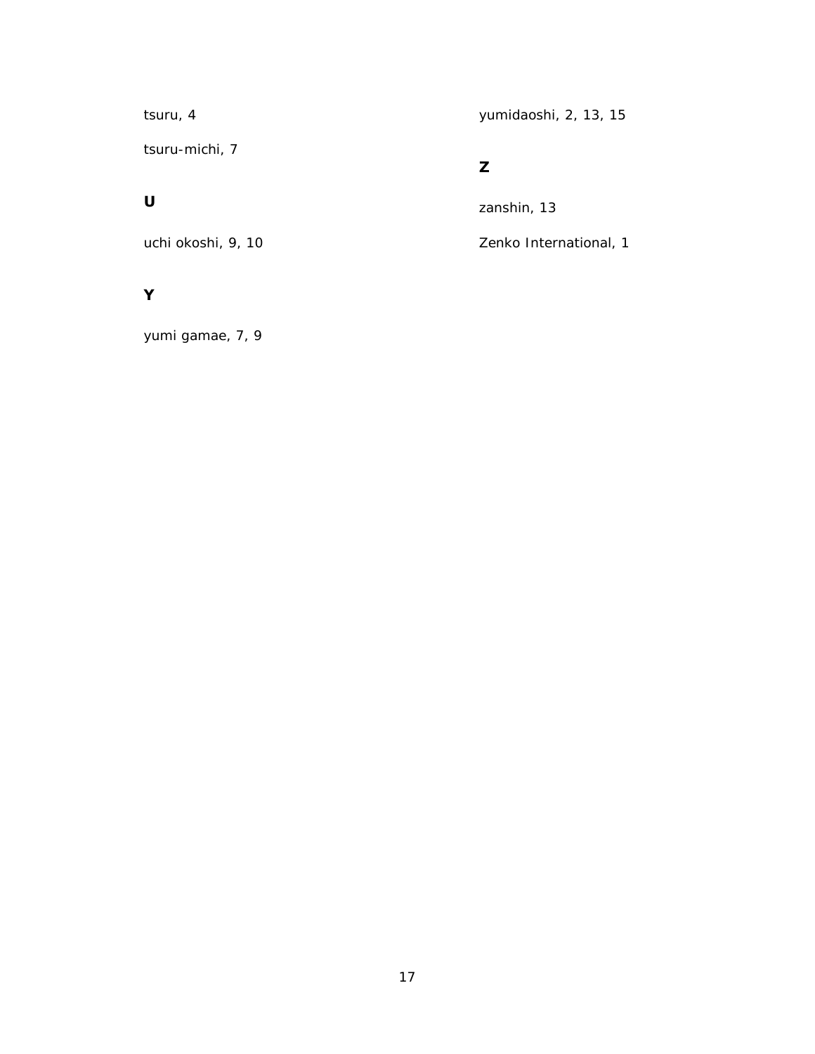tsuru, 4

tsuru-michi, 7

**U**

uchi okoshi, 9, 10

**Y**

yumi gamae, 7, 9

yumidaoshi, 2, 13, 15

**Z**

zanshin, 13

Zenko International, 1